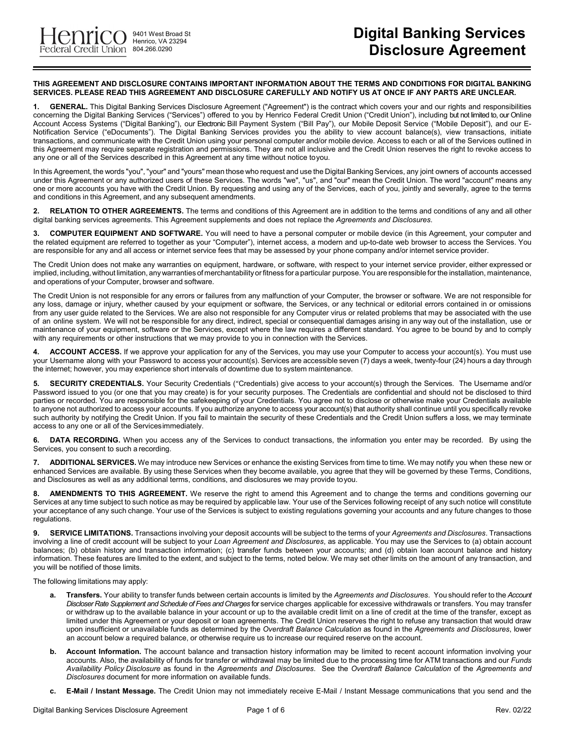Henrico Federal Credit Union
9401 West Broad St
Henrico, VA 23294
804.266.0290

# Digital Banking Services Disclosure Agreement

**THIS AGREEMENT AND DISCLOSURE CONTAINS IMPORTANT INFORMATION ABOUT THE TERMS AND CONDITIONS FOR DIGITAL BANKING SERVICES. PLEASE READ THIS AGREEMENT AND DISCLOSURE CAREFULLY AND NOTIFY US AT ONCE IF ANY PARTS ARE UNCLEAR.**

**1. GENERAL.** This Digital Banking Services Disclosure Agreement ("Agreement") is the contract which covers your and our rights and responsibilities concerning the Digital Banking Services ("Services") offered to you by Henrico Federal Credit Union ("Credit Union"), including but not limited to, our Online Account Access Systems ("Digital Banking"), our Electronic Bill Payment System ("Bill Pay"), our Mobile Deposit Service ("Mobile Deposit"), and our E-Notification Service ("eDocuments"). The Digital Banking Services provides you the ability to view account balance(s), view transactions, initiate transactions, and communicate with the Credit Union using your personal computer and/or mobile device. Access to each or all of the Services outlined in this Agreement may require separate registration and permissions. They are not all inclusive and the Credit Union reserves the right to revoke access to any one or all of the Services described in this Agreement at any time without notice to you.

In this Agreement, the words "you", "your" and "yours" mean those who request and use the Digital Banking Services, any joint owners of accounts accessed under this Agreement or any authorized users of these Services. The words "we", "us", and "our" mean the Credit Union. The word "account" means any one or more accounts you have with the Credit Union. By requesting and using any of the Services, each of you, jointly and severally, agree to the terms and conditions in this Agreement, and any subsequent amendments.

**2. RELATION TO OTHER AGREEMENTS.** The terms and conditions of this Agreement are in addition to the terms and conditions of any and all other digital banking services agreements. This Agreement supplements and does not replace the *Agreements and Disclosures*.

**3. COMPUTER EQUIPMENT AND SOFTWARE.** You will need to have a personal computer or mobile device (in this Agreement, your computer and the related equipment are referred to together as your "Computer"), internet access, a modern and up-to-date web browser to access the Services. You are responsible for any and all access or internet service fees that may be assessed by your phone company and/or internet service provider.

The Credit Union does not make any warranties on equipment, hardware, or software, with respect to your internet service provider, either expressed or implied, including, without limitation, any warranties of merchantability or fitness for a particular purpose. You are responsible for the installation, maintenance, and operations of your Computer, browser and software.

The Credit Union is not responsible for any errors or failures from any malfunction of your Computer, the browser or software. We are not responsible for any loss, damage or injury, whether caused by your equipment or software, the Services, or any technical or editorial errors contained in or omissions from any user guide related to the Services. We are also not responsible for any Computer virus or related problems that may be associated with the use of an online system. We will not be responsible for any direct, indirect, special or consequential damages arising in any way out of the installation, use or maintenance of your equipment, software or the Services, except where the law requires a different standard. You agree to be bound by and to comply with any requirements or other instructions that we may provide to you in connection with the Services.

**4. ACCOUNT ACCESS.** If we approve your application for any of the Services, you may use your Computer to access your account(s). You must use your Username along with your Password to access your account(s). Services are accessible seven (7) days a week, twenty-four (24) hours a day through the internet; however, you may experience short intervals of downtime due to system maintenance.

**5. SECURITY CREDENTIALS.** Your Security Credentials ("Credentials") give access to your account(s) through the Services. The Username and/or Password issued to you (or one that you may create) is for your security purposes. The Credentials are confidential and should not be disclosed to third parties or recorded. You are responsible for the safekeeping of your Credentials. You agree not to disclose or otherwise make your Credentials available to anyone not authorized to access your accounts. If you authorize anyone to access your account(s) that authority shall continue until you specifically revoke such authority by notifying the Credit Union. If you fail to maintain the security of these Credentials and the Credit Union suffers a loss, we may terminate access to any one or all of the Services immediately.

**6. DATA RECORDING.** When you access any of the Services to conduct transactions, the information you enter may be recorded. By using the Services, you consent to such a recording.

**7. ADDITIONAL SERVICES.** We may introduce new Services or enhance the existing Services from time to time. We may notify you when these new or enhanced Services are available. By using these Services when they become available, you agree that they will be governed by these Terms, Conditions, and Disclosures as well as any additional terms, conditions, and disclosures we may provide to you.

**8. AMENDMENTS TO THIS AGREEMENT.** We reserve the right to amend this Agreement and to change the terms and conditions governing our Services at any time subject to such notice as may be required by applicable law. Your use of the Services following receipt of any such notice will constitute your acceptance of any such change. Your use of the Services is subject to existing regulations governing your accounts and any future changes to those regulations.

**9. SERVICE LIMITATIONS.** Transactions involving your deposit accounts will be subject to the terms of your *Agreements and Disclosures*. Transactions involving a line of credit account will be subject to your *Loan Agreement and Disclosures*, as applicable. You may use the Services to (a) obtain account balances; (b) obtain history and transaction information; (c) transfer funds between your accounts; and (d) obtain loan account balance and history information. These features are limited to the extent, and subject to the terms, noted below. We may set other limits on the amount of any transaction, and you will be notified of those limits.

The following limitations may apply:

- **a. Transfers.** Your ability to transfer funds between certain accounts is limited by the *Agreements and Disclosures*. You should refer to the *Account Discloser Rate Supplement and Schedule of Fees and Charges* for service charges applicable for excessive withdrawals or transfers. You may transfer or withdraw up to the available balance in your account or up to the available credit limit on a line of credit at the time of the transfer, except as limited under this Agreement or your deposit or loan agreements. The Credit Union reserves the right to refuse any transaction that would draw upon insufficient or unavailable funds as determined by the *Overdraft Balance Calculation* as found in the *Agreements and Disclosures*, lower an account below a required balance, or otherwise require us to increase our required reserve on the account.
- **b. Account Information.** The account balance and transaction history information may be limited to recent account information involving your accounts. Also, the availability of funds for transfer or withdrawal may be limited due to the processing time for ATM transactions and our *Funds Availability Policy Disclosure* as found in the *Agreements and Disclosures*. See the *Overdraft Balance Calculation* of the *Agreements and Disclosures* document for more information on available funds.
- **c. E-Mail / Instant Message.** The Credit Union may not immediately receive E-Mail / Instant Message communications that you send and the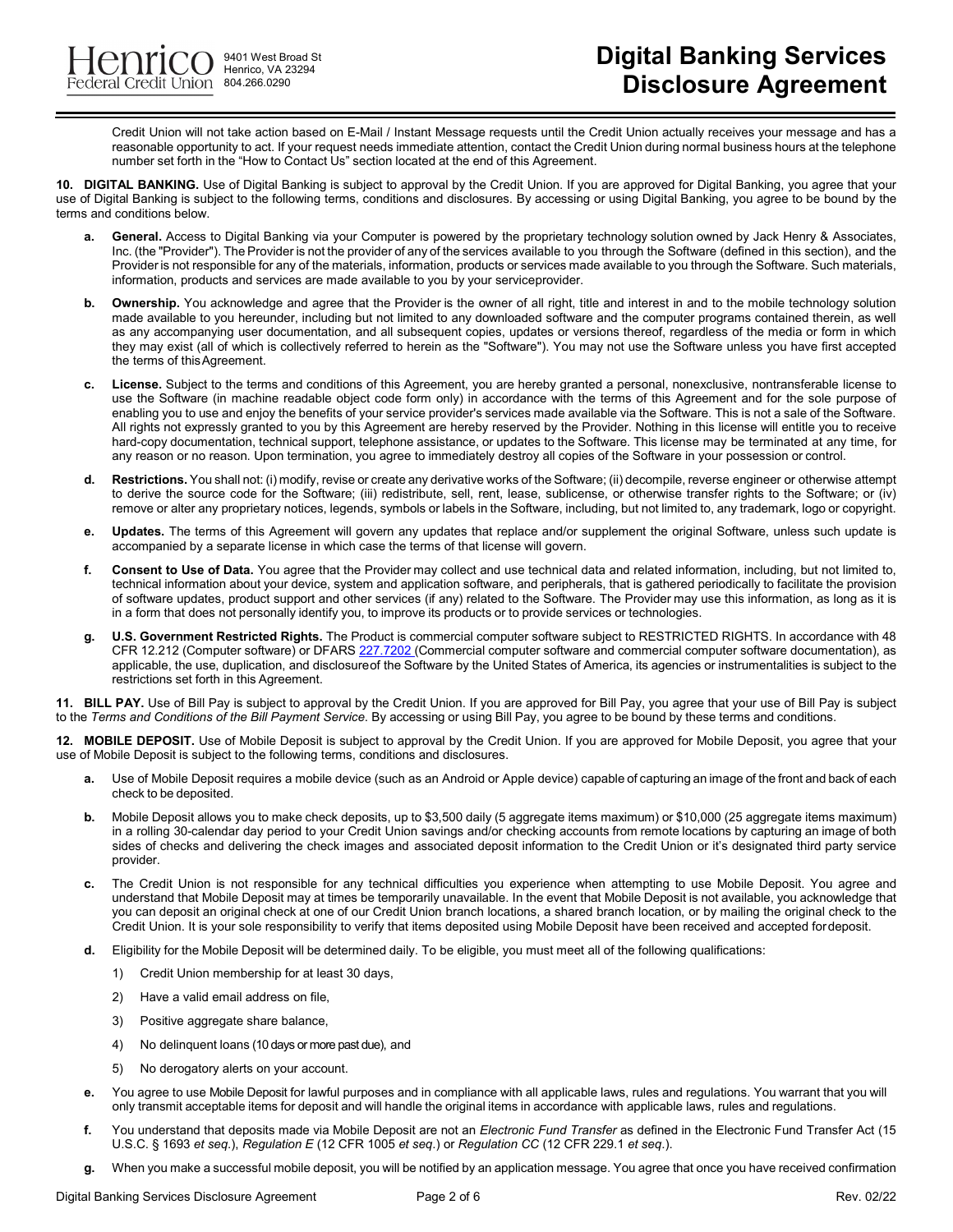Credit Union will not take action based on E-Mail / Instant Message requests until the Credit Union actually receives your message and has a reasonable opportunity to act. If your request needs immediate attention, contact the Credit Union during normal business hours at the telephone number set forth in the "How to Contact Us" section located at the end of this Agreement.

**10. DIGITAL BANKING.** Use of Digital Banking is subject to approval by the Credit Union. If you are approved for Digital Banking, you agree that your use of Digital Banking is subject to the following terms, conditions and disclosures. By accessing or using Digital Banking, you agree to be bound by the terms and conditions below.

- **a. General.** Access to Digital Banking via your Computer is powered by the proprietary technology solution owned by Jack Henry & Associates, Inc. (the "Provider"). The Provider is not the provider of any of the services available to you through the Software (defined in this section), and the Provider is not responsible for any of the materials, information, products or services made available to you through the Software. Such materials, information, products and services are made available to you by your serviceprovider.

- **b. Ownership.** You acknowledge and agree that the Provider is the owner of all right, title and interest in and to the mobile technology solution made available to you hereunder, including but not limited to any downloaded software and the computer programs contained therein, as well as any accompanying user documentation, and all subsequent copies, updates or versions thereof, regardless of the media or form in which they may exist (all of which is collectively referred to herein as the "Software"). You may not use the Software unless you have first accepted the terms of thisAgreement.

- **c. License.** Subject to the terms and conditions of this Agreement, you are hereby granted a personal, nonexclusive, nontransferable license to use the Software (in machine readable object code form only) in accordance with the terms of this Agreement and for the sole purpose of enabling you to use and enjoy the benefits of your service provider's services made available via the Software. This is not a sale of the Software. All rights not expressly granted to you by this Agreement are hereby reserved by the Provider. Nothing in this license will entitle you to receive hard-copy documentation, technical support, telephone assistance, or updates to the Software. This license may be terminated at any time, for any reason or no reason. Upon termination, you agree to immediately destroy all copies of the Software in your possession or control.

- **d. Restrictions.** You shall not: (i) modify, revise or create any derivative works of the Software; (ii) decompile, reverse engineer or otherwise attempt to derive the source code for the Software; (iii) redistribute, sell, rent, lease, sublicense, or otherwise transfer rights to the Software; or (iv) remove or alter any proprietary notices, legends, symbols or labels in the Software, including, but not limited to, any trademark, logo or copyright.

- **e. Updates.** The terms of this Agreement will govern any updates that replace and/or supplement the original Software, unless such update is accompanied by a separate license in which case the terms of that license will govern.

- **f. Consent to Use of Data.** You agree that the Provider may collect and use technical data and related information, including, but not limited to, technical information about your device, system and application software, and peripherals, that is gathered periodically to facilitate the provision of software updates, product support and other services (if any) related to the Software. The Provider may use this information, as long as it is in a form that does not personally identify you, to improve its products or to provide services or technologies.

- **g. U.S. Government Restricted Rights.** The Product is commercial computer software subject to RESTRICTED RIGHTS. In accordance with 48 CFR 12.212 (Computer software) or DFARS 227.7202 (Commercial computer software and commercial computer software documentation), as applicable, the use, duplication, and disclosureof the Software by the United States of America, its agencies or instrumentalities is subject to the restrictions set forth in this Agreement.

**11. BILL PAY.** Use of Bill Pay is subject to approval by the Credit Union. If you are approved for Bill Pay, you agree that your use of Bill Pay is subject to the *Terms and Conditions of the Bill Payment Service*. By accessing or using Bill Pay, you agree to be bound by these terms and conditions.

**12. MOBILE DEPOSIT.** Use of Mobile Deposit is subject to approval by the Credit Union. If you are approved for Mobile Deposit, you agree that your use of Mobile Deposit is subject to the following terms, conditions and disclosures.

- **a.** Use of Mobile Deposit requires a mobile device (such as an Android or Apple device) capable of capturing an image of the front and back of each check to be deposited.

- **b.** Mobile Deposit allows you to make check deposits, up to $3,500 daily (5 aggregate items maximum) or $10,000 (25 aggregate items maximum) in a rolling 30-calendar day period to your Credit Union savings and/or checking accounts from remote locations by capturing an image of both sides of checks and delivering the check images and associated deposit information to the Credit Union or it's designated third party service provider.

- **c.** The Credit Union is not responsible for any technical difficulties you experience when attempting to use Mobile Deposit. You agree and understand that Mobile Deposit may at times be temporarily unavailable. In the event that Mobile Deposit is not available, you acknowledge that you can deposit an original check at one of our Credit Union branch locations, a shared branch location, or by mailing the original check to the Credit Union. It is your sole responsibility to verify that items deposited using Mobile Deposit have been received and accepted fordeposit.

- **d.** Eligibility for the Mobile Deposit will be determined daily. To be eligible, you must meet all of the following qualifications:
  1) Credit Union membership for at least 30 days,
  2) Have a valid email address on file,
  3) Positive aggregate share balance,
  4) No delinquent loans (10 days or more past due), and
  5) No derogatory alerts on your account.

- **e.** You agree to use Mobile Deposit for lawful purposes and in compliance with all applicable laws, rules and regulations. You warrant that you will only transmit acceptable items for deposit and will handle the original items in accordance with applicable laws, rules and regulations.

- **f.** You understand that deposits made via Mobile Deposit are not an *Electronic Fund Transfer* as defined in the Electronic Fund Transfer Act (15 U.S.C. § 1693 *et seq.*), *Regulation E* (12 CFR 1005 *et seq.*) or *Regulation CC* (12 CFR 229.1 *et seq.*).

- **g.** When you make a successful mobile deposit, you will be notified by an application message. You agree that once you have received confirmation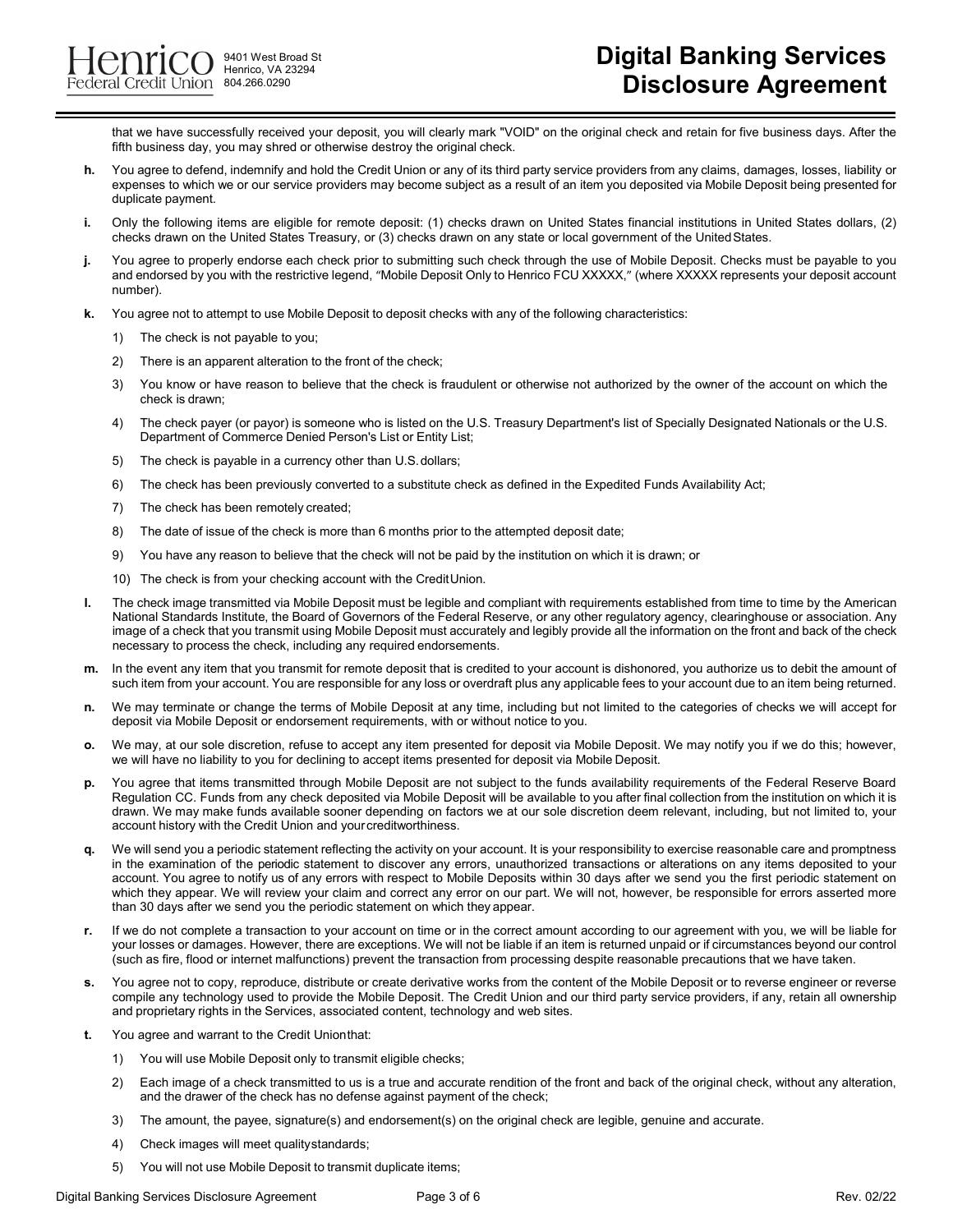that we have successfully received your deposit, you will clearly mark "VOID" on the original check and retain for five business days. After the fifth business day, you may shred or otherwise destroy the original check.

**h.** You agree to defend, indemnify and hold the Credit Union or any of its third party service providers from any claims, damages, losses, liability or expenses to which we or our service providers may become subject as a result of an item you deposited via Mobile Deposit being presented for duplicate payment.

**i.** Only the following items are eligible for remote deposit: (1) checks drawn on United States financial institutions in United States dollars, (2) checks drawn on the United States Treasury, or (3) checks drawn on any state or local government of the United States.

**j.** You agree to properly endorse each check prior to submitting such check through the use of Mobile Deposit. Checks must be payable to you and endorsed by you with the restrictive legend, "Mobile Deposit Only to Henrico FCU XXXXX," (where XXXXX represents your deposit account number).

**k.** You agree not to attempt to use Mobile Deposit to deposit checks with any of the following characteristics:

1) The check is not payable to you;
2) There is an apparent alteration to the front of the check;
3) You know or have reason to believe that the check is fraudulent or otherwise not authorized by the owner of the account on which the check is drawn;
4) The check payer (or payor) is someone who is listed on the U.S. Treasury Department's list of Specially Designated Nationals or the U.S. Department of Commerce Denied Person's List or Entity List;
5) The check is payable in a currency other than U.S. dollars;
6) The check has been previously converted to a substitute check as defined in the Expedited Funds Availability Act;
7) The check has been remotely created;
8) The date of issue of the check is more than 6 months prior to the attempted deposit date;
9) You have any reason to believe that the check will not be paid by the institution on which it is drawn; or
10) The check is from your checking account with the Credit Union.

**l.** The check image transmitted via Mobile Deposit must be legible and compliant with requirements established from time to time by the American National Standards Institute, the Board of Governors of the Federal Reserve, or any other regulatory agency, clearinghouse or association. Any image of a check that you transmit using Mobile Deposit must accurately and legibly provide all the information on the front and back of the check necessary to process the check, including any required endorsements.

**m.** In the event any item that you transmit for remote deposit that is credited to your account is dishonored, you authorize us to debit the amount of such item from your account. You are responsible for any loss or overdraft plus any applicable fees to your account due to an item being returned.

**n.** We may terminate or change the terms of Mobile Deposit at any time, including but not limited to the categories of checks we will accept for deposit via Mobile Deposit or endorsement requirements, with or without notice to you.

**o.** We may, at our sole discretion, refuse to accept any item presented for deposit via Mobile Deposit. We may notify you if we do this; however, we will have no liability to you for declining to accept items presented for deposit via Mobile Deposit.

**p.** You agree that items transmitted through Mobile Deposit are not subject to the funds availability requirements of the Federal Reserve Board Regulation CC. Funds from any check deposited via Mobile Deposit will be available to you after final collection from the institution on which it is drawn. We may make funds available sooner depending on factors we at our sole discretion deem relevant, including, but not limited to, your account history with the Credit Union and your creditworthiness.

**q.** We will send you a periodic statement reflecting the activity on your account. It is your responsibility to exercise reasonable care and promptness in the examination of the periodic statement to discover any errors, unauthorized transactions or alterations on any items deposited to your account. You agree to notify us of any errors with respect to Mobile Deposits within 30 days after we send you the first periodic statement on which they appear. We will review your claim and correct any error on our part. We will not, however, be responsible for errors asserted more than 30 days after we send you the periodic statement on which they appear.

**r.** If we do not complete a transaction to your account on time or in the correct amount according to our agreement with you, we will be liable for your losses or damages. However, there are exceptions. We will not be liable if an item is returned unpaid or if circumstances beyond our control (such as fire, flood or internet malfunctions) prevent the transaction from processing despite reasonable precautions that we have taken.

**s.** You agree not to copy, reproduce, distribute or create derivative works from the content of the Mobile Deposit or to reverse engineer or reverse compile any technology used to provide the Mobile Deposit. The Credit Union and our third party service providers, if any, retain all ownership and proprietary rights in the Services, associated content, technology and web sites.

**t.** You agree and warrant to the Credit Union that:

1) You will use Mobile Deposit only to transmit eligible checks;
2) Each image of a check transmitted to us is a true and accurate rendition of the front and back of the original check, without any alteration, and the drawer of the check has no defense against payment of the check;
3) The amount, the payee, signature(s) and endorsement(s) on the original check are legible, genuine and accurate.
4) Check images will meet quality standards;
5) You will not use Mobile Deposit to transmit duplicate items;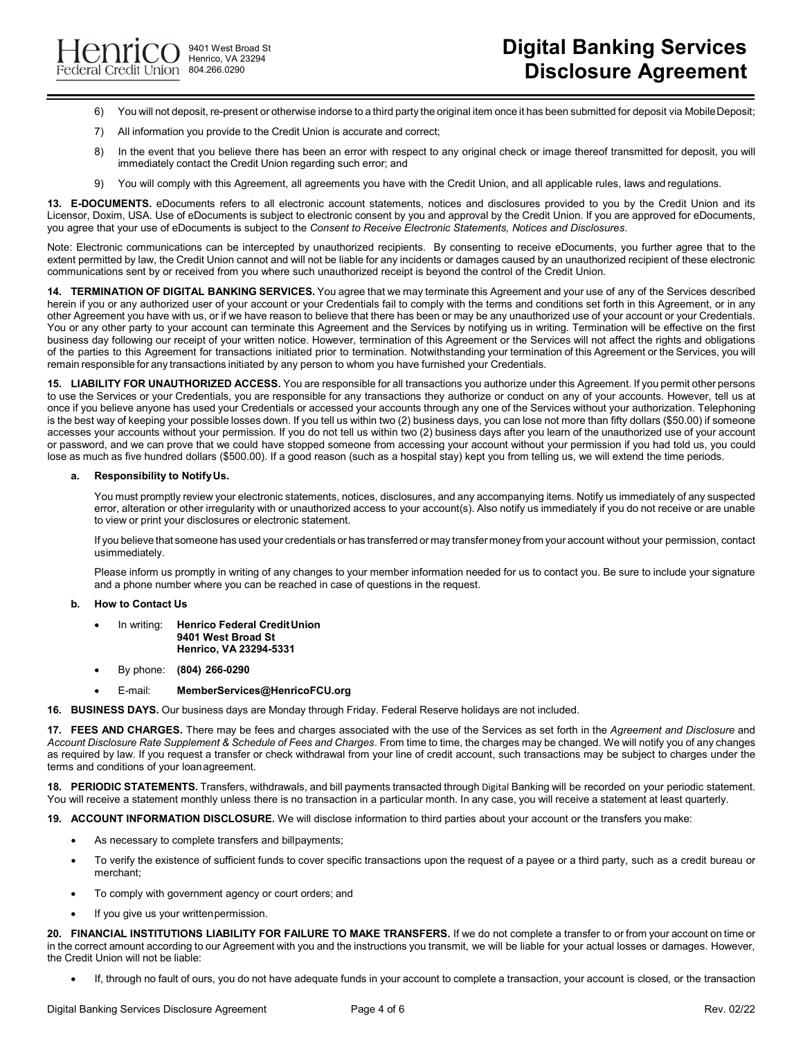6) You will not deposit, re-present or otherwise indorse to a third party the original item once it has been submitted for deposit via Mobile Deposit;

7) All information you provide to the Credit Union is accurate and correct;

8) In the event that you believe there has been an error with respect to any original check or image thereof transmitted for deposit, you will immediately contact the Credit Union regarding such error; and

9) You will comply with this Agreement, all agreements you have with the Credit Union, and all applicable rules, laws and regulations.

**13. E-DOCUMENTS.** eDocuments refers to all electronic account statements, notices and disclosures provided to you by the Credit Union and its Licensor, Doxim, USA. Use of eDocuments is subject to electronic consent by you and approval by the Credit Union. If you are approved for eDocuments, you agree that your use of eDocuments is subject to the *Consent to Receive Electronic Statements, Notices and Disclosures*.

Note: Electronic communications can be intercepted by unauthorized recipients. By consenting to receive eDocuments, you further agree that to the extent permitted by law, the Credit Union cannot and will not be liable for any incidents or damages caused by an unauthorized recipient of these electronic communications sent by or received from you where such unauthorized receipt is beyond the control of the Credit Union.

**14. TERMINATION OF DIGITAL BANKING SERVICES.** You agree that we may terminate this Agreement and your use of any of the Services described herein if you or any authorized user of your account or your Credentials fail to comply with the terms and conditions set forth in this Agreement, or in any other Agreement you have with us, or if we have reason to believe that there has been or may be any unauthorized use of your account or your Credentials. You or any other party to your account can terminate this Agreement and the Services by notifying us in writing. Termination will be effective on the first business day following our receipt of your written notice. However, termination of this Agreement or the Services will not affect the rights and obligations of the parties to this Agreement for transactions initiated prior to termination. Notwithstanding your termination of this Agreement or the Services, you will remain responsible for any transactions initiated by any person to whom you have furnished your Credentials.

**15. LIABILITY FOR UNAUTHORIZED ACCESS.** You are responsible for all transactions you authorize under this Agreement. If you permit other persons to use the Services or your Credentials, you are responsible for any transactions they authorize or conduct on any of your accounts. However, tell us at once if you believe anyone has used your Credentials or accessed your accounts through any one of the Services without your authorization. Telephoning is the best way of keeping your possible losses down. If you tell us within two (2) business days, you can lose not more than fifty dollars ($50.00) if someone accesses your accounts without your permission. If you do not tell us within two (2) business days after you learn of the unauthorized use of your account or password, and we can prove that we could have stopped someone from accessing your account without your permission if you had told us, you could lose as much as five hundred dollars ($500.00). If a good reason (such as a hospital stay) kept you from telling us, we will extend the time periods.

**a. Responsibility to Notify Us.**

You must promptly review your electronic statements, notices, disclosures, and any accompanying items. Notify us immediately of any suspected error, alteration or other irregularity with or unauthorized access to your account(s). Also notify us immediately if you do not receive or are unable to view or print your disclosures or electronic statement.

If you believe that someone has used your credentials or has transferred or may transfer money from your account without your permission, contact usimmediately.

Please inform us promptly in writing of any changes to your member information needed for us to contact you. Be sure to include your signature and a phone number where you can be reached in case of questions in the request.

**b. How to Contact Us**

- In writing: **Henrico Federal Credit Union**
  **9401 West Broad St**
  **Henrico, VA 23294-5331**
- By phone: **(804) 266-0290**
- E-mail: **MemberServices@HenricoFCU.org**

**16. BUSINESS DAYS.** Our business days are Monday through Friday. Federal Reserve holidays are not included.

**17. FEES AND CHARGES.** There may be fees and charges associated with the use of the Services as set forth in the *Agreement and Disclosure* and *Account Disclosure Rate Supplement & Schedule of Fees and Charges*. From time to time, the charges may be changed. We will notify you of any changes as required by law. If you request a transfer or check withdrawal from your line of credit account, such transactions may be subject to charges under the terms and conditions of your loan agreement.

**18. PERIODIC STATEMENTS.** Transfers, withdrawals, and bill payments transacted through Digital Banking will be recorded on your periodic statement. You will receive a statement monthly unless there is no transaction in a particular month. In any case, you will receive a statement at least quarterly.

**19. ACCOUNT INFORMATION DISCLOSURE.** We will disclose information to third parties about your account or the transfers you make:

- As necessary to complete transfers and bill payments;
- To verify the existence of sufficient funds to cover specific transactions upon the request of a payee or a third party, such as a credit bureau or merchant;
- To comply with government agency or court orders; and
- If you give us your written permission.

**20. FINANCIAL INSTITUTIONS LIABILITY FOR FAILURE TO MAKE TRANSFERS.** If we do not complete a transfer to or from your account on time or in the correct amount according to our Agreement with you and the instructions you transmit, we will be liable for your actual losses or damages. However, the Credit Union will not be liable:

- If, through no fault of ours, you do not have adequate funds in your account to complete a transaction, your account is closed, or the transaction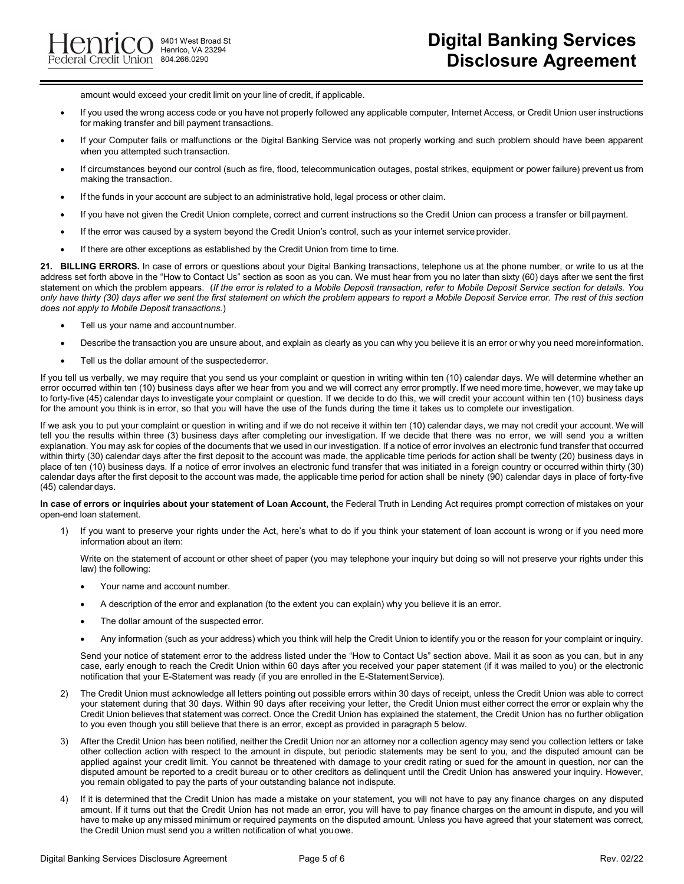amount would exceed your credit limit on your line of credit, if applicable.

- If you used the wrong access code or you have not properly followed any applicable computer, Internet Access, or Credit Union user instructions for making transfer and bill payment transactions.
- If your Computer fails or malfunctions or the Digital Banking Service was not properly working and such problem should have been apparent when you attempted such transaction.
- If circumstances beyond our control (such as fire, flood, telecommunication outages, postal strikes, equipment or power failure) prevent us from making the transaction.
- If the funds in your account are subject to an administrative hold, legal process or other claim.
- If you have not given the Credit Union complete, correct and current instructions so the Credit Union can process a transfer or bill payment.
- If the error was caused by a system beyond the Credit Union's control, such as your internet service provider.
- If there are other exceptions as established by the Credit Union from time to time.

**21. BILLING ERRORS.** In case of errors or questions about your Digital Banking transactions, telephone us at the phone number, or write to us at the address set forth above in the "How to Contact Us" section as soon as you can. We must hear from you no later than sixty (60) days after we sent the first statement on which the problem appears. (*If the error is related to a Mobile Deposit transaction, refer to Mobile Deposit Service section for details. You only have thirty (30) days after we sent the first statement on which the problem appears to report a Mobile Deposit Service error. The rest of this section does not apply to Mobile Deposit transactions.*)

- Tell us your name and account number.
- Describe the transaction you are unsure about, and explain as clearly as you can why you believe it is an error or why you need more information.
- Tell us the dollar amount of the suspected error.

If you tell us verbally, we may require that you send us your complaint or question in writing within ten (10) calendar days. We will determine whether an error occurred within ten (10) business days after we hear from you and we will correct any error promptly. If we need more time, however, we may take up to forty-five (45) calendar days to investigate your complaint or question. If we decide to do this, we will credit your account within ten (10) business days for the amount you think is in error, so that you will have the use of the funds during the time it takes us to complete our investigation.

If we ask you to put your complaint or question in writing and if we do not receive it within ten (10) calendar days, we may not credit your account. We will tell you the results within three (3) business days after completing our investigation. If we decide that there was no error, we will send you a written explanation. You may ask for copies of the documents that we used in our investigation. If a notice of error involves an electronic fund transfer that occurred within thirty (30) calendar days after the first deposit to the account was made, the applicable time periods for action shall be twenty (20) business days in place of ten (10) business days. If a notice of error involves an electronic fund transfer that was initiated in a foreign country or occurred within thirty (30) calendar days after the first deposit to the account was made, the applicable time period for action shall be ninety (90) calendar days in place of forty-five (45) calendar days.

**In case of errors or inquiries about your statement of Loan Account,** the Federal Truth in Lending Act requires prompt correction of mistakes on your open-end loan statement.

1) If you want to preserve your rights under the Act, here's what to do if you think your statement of loan account is wrong or if you need more information about an item:

   Write on the statement of account or other sheet of paper (you may telephone your inquiry but doing so will not preserve your rights under this law) the following:

   - Your name and account number.
   - A description of the error and explanation (to the extent you can explain) why you believe it is an error.
   - The dollar amount of the suspected error.
   - Any information (such as your address) which you think will help the Credit Union to identify you or the reason for your complaint or inquiry.

   Send your notice of statement error to the address listed under the "How to Contact Us" section above. Mail it as soon as you can, but in any case, early enough to reach the Credit Union within 60 days after you received your paper statement (if it was mailed to you) or the electronic notification that your E-Statement was ready (if you are enrolled in the E-Statement Service).

2) The Credit Union must acknowledge all letters pointing out possible errors within 30 days of receipt, unless the Credit Union was able to correct your statement during that 30 days. Within 90 days after receiving your letter, the Credit Union must either correct the error or explain why the Credit Union believes that statement was correct. Once the Credit Union has explained the statement, the Credit Union has no further obligation to you even though you still believe that there is an error, except as provided in paragraph 5 below.

3) After the Credit Union has been notified, neither the Credit Union nor an attorney nor a collection agency may send you collection letters or take other collection action with respect to the amount in dispute, but periodic statements may be sent to you, and the disputed amount can be applied against your credit limit. You cannot be threatened with damage to your credit rating or sued for the amount in question, nor can the disputed amount be reported to a credit bureau or to other creditors as delinquent until the Credit Union has answered your inquiry. However, you remain obligated to pay the parts of your outstanding balance not in dispute.

4) If it is determined that the Credit Union has made a mistake on your statement, you will not have to pay any finance charges on any disputed amount. If it turns out that the Credit Union has not made an error, you will have to pay finance charges on the amount in dispute, and you will have to make up any missed minimum or required payments on the disputed amount. Unless you have agreed that your statement was correct, the Credit Union must send you a written notification of what you owe.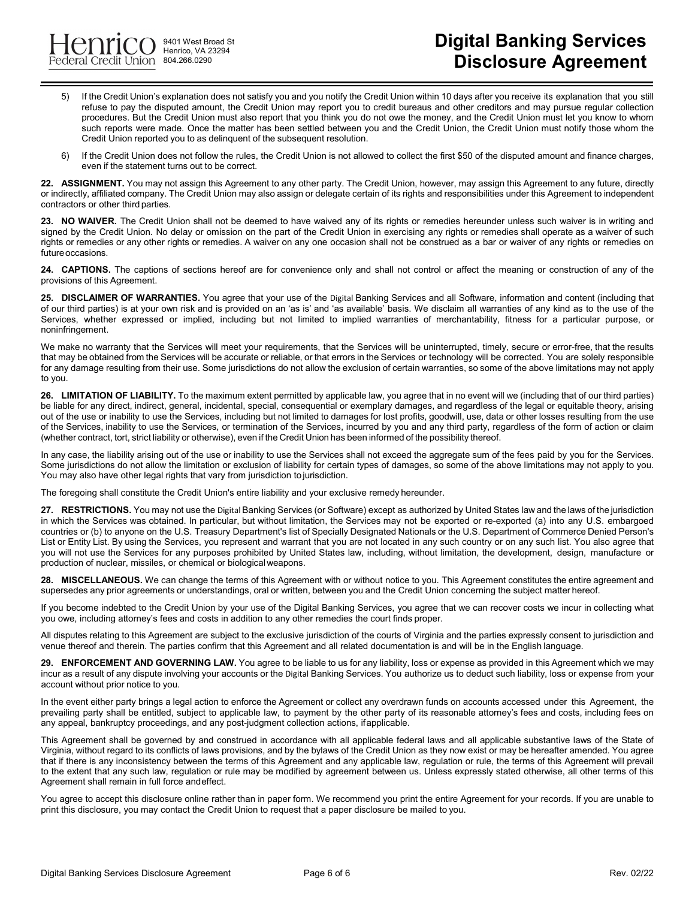5) If the Credit Union's explanation does not satisfy you and you notify the Credit Union within 10 days after you receive its explanation that you still refuse to pay the disputed amount, the Credit Union may report you to credit bureaus and other creditors and may pursue regular collection procedures. But the Credit Union must also report that you think you do not owe the money, and the Credit Union must let you know to whom such reports were made. Once the matter has been settled between you and the Credit Union, the Credit Union must notify those whom the Credit Union reported you to as delinquent of the subsequent resolution.

6) If the Credit Union does not follow the rules, the Credit Union is not allowed to collect the first $50 of the disputed amount and finance charges, even if the statement turns out to be correct.

**22. ASSIGNMENT.** You may not assign this Agreement to any other party. The Credit Union, however, may assign this Agreement to any future, directly or indirectly, affiliated company. The Credit Union may also assign or delegate certain of its rights and responsibilities under this Agreement to independent contractors or other third parties.

**23. NO WAIVER.** The Credit Union shall not be deemed to have waived any of its rights or remedies hereunder unless such waiver is in writing and signed by the Credit Union. No delay or omission on the part of the Credit Union in exercising any rights or remedies shall operate as a waiver of such rights or remedies or any other rights or remedies. A waiver on any one occasion shall not be construed as a bar or waiver of any rights or remedies on future occasions.

**24. CAPTIONS.** The captions of sections hereof are for convenience only and shall not control or affect the meaning or construction of any of the provisions of this Agreement.

**25. DISCLAIMER OF WARRANTIES.** You agree that your use of the Digital Banking Services and all Software, information and content (including that of our third parties) is at your own risk and is provided on an 'as is' and 'as available' basis. We disclaim all warranties of any kind as to the use of the Services, whether expressed or implied, including but not limited to implied warranties of merchantability, fitness for a particular purpose, or noninfringement.

We make no warranty that the Services will meet your requirements, that the Services will be uninterrupted, timely, secure or error-free, that the results that may be obtained from the Services will be accurate or reliable, or that errors in the Services or technology will be corrected. You are solely responsible for any damage resulting from their use. Some jurisdictions do not allow the exclusion of certain warranties, so some of the above limitations may not apply to you.

**26. LIMITATION OF LIABILITY.** To the maximum extent permitted by applicable law, you agree that in no event will we (including that of our third parties) be liable for any direct, indirect, general, incidental, special, consequential or exemplary damages, and regardless of the legal or equitable theory, arising out of the use or inability to use the Services, including but not limited to damages for lost profits, goodwill, use, data or other losses resulting from the use of the Services, inability to use the Services, or termination of the Services, incurred by you and any third party, regardless of the form of action or claim (whether contract, tort, strict liability or otherwise), even if the Credit Union has been informed of the possibility thereof.

In any case, the liability arising out of the use or inability to use the Services shall not exceed the aggregate sum of the fees paid by you for the Services. Some jurisdictions do not allow the limitation or exclusion of liability for certain types of damages, so some of the above limitations may not apply to you. You may also have other legal rights that vary from jurisdiction to jurisdiction.

The foregoing shall constitute the Credit Union's entire liability and your exclusive remedy hereunder.

**27. RESTRICTIONS.** You may not use the Digital Banking Services (or Software) except as authorized by United States law and the laws of the jurisdiction in which the Services was obtained. In particular, but without limitation, the Services may not be exported or re-exported (a) into any U.S. embargoed countries or (b) to anyone on the U.S. Treasury Department's list of Specially Designated Nationals or the U.S. Department of Commerce Denied Person's List or Entity List. By using the Services, you represent and warrant that you are not located in any such country or on any such list. You also agree that you will not use the Services for any purposes prohibited by United States law, including, without limitation, the development, design, manufacture or production of nuclear, missiles, or chemical or biological weapons.

**28. MISCELLANEOUS.** We can change the terms of this Agreement with or without notice to you. This Agreement constitutes the entire agreement and supersedes any prior agreements or understandings, oral or written, between you and the Credit Union concerning the subject matter hereof.

If you become indebted to the Credit Union by your use of the Digital Banking Services, you agree that we can recover costs we incur in collecting what you owe, including attorney's fees and costs in addition to any other remedies the court finds proper.

All disputes relating to this Agreement are subject to the exclusive jurisdiction of the courts of Virginia and the parties expressly consent to jurisdiction and venue thereof and therein. The parties confirm that this Agreement and all related documentation is and will be in the English language.

**29. ENFORCEMENT AND GOVERNING LAW.** You agree to be liable to us for any liability, loss or expense as provided in this Agreement which we may incur as a result of any dispute involving your accounts or the Digital Banking Services. You authorize us to deduct such liability, loss or expense from your account without prior notice to you.

In the event either party brings a legal action to enforce the Agreement or collect any overdrawn funds on accounts accessed under this Agreement, the prevailing party shall be entitled, subject to applicable law, to payment by the other party of its reasonable attorney's fees and costs, including fees on any appeal, bankruptcy proceedings, and any post-judgment collection actions, if applicable.

This Agreement shall be governed by and construed in accordance with all applicable federal laws and all applicable substantive laws of the State of Virginia, without regard to its conflicts of laws provisions, and by the bylaws of the Credit Union as they now exist or may be hereafter amended. You agree that if there is any inconsistency between the terms of this Agreement and any applicable law, regulation or rule, the terms of this Agreement will prevail to the extent that any such law, regulation or rule may be modified by agreement between us. Unless expressly stated otherwise, all other terms of this Agreement shall remain in full force and effect.

You agree to accept this disclosure online rather than in paper form. We recommend you print the entire Agreement for your records. If you are unable to print this disclosure, you may contact the Credit Union to request that a paper disclosure be mailed to you.